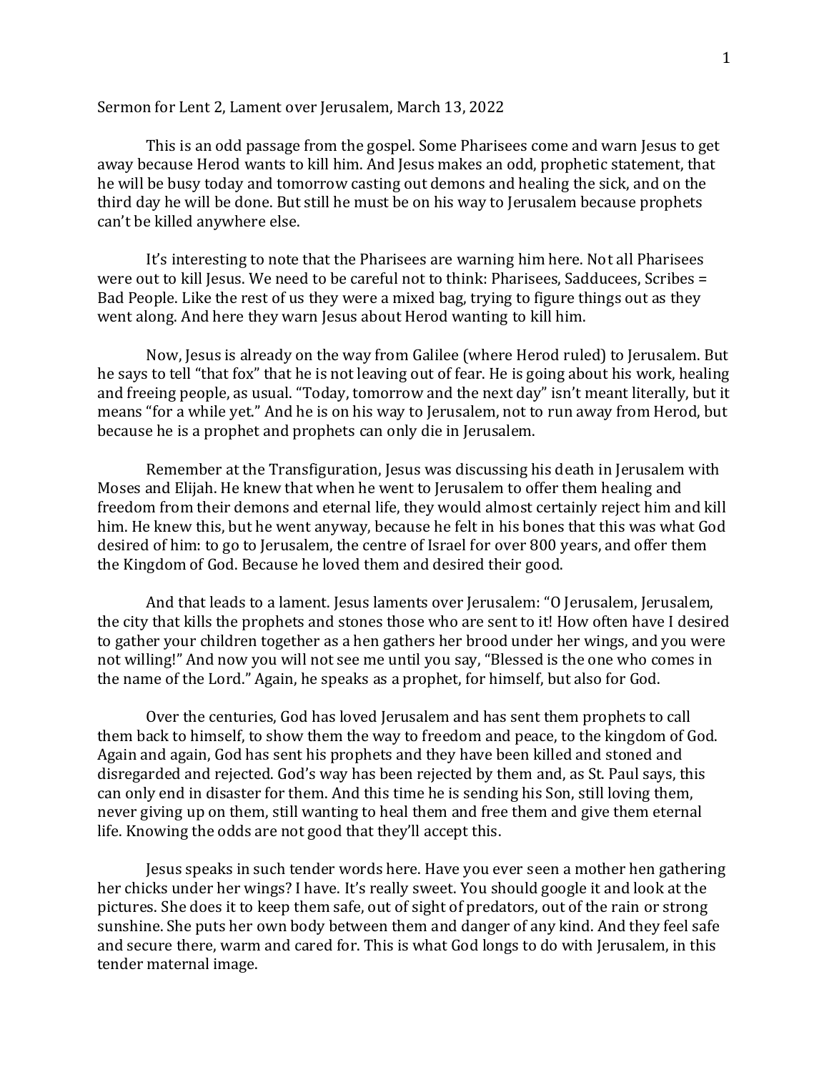Sermon for Lent 2, Lament over Jerusalem, March 13, 2022

This is an odd passage from the gospel. Some Pharisees come and warn Jesus to get away because Herod wants to kill him. And Jesus makes an odd, prophetic statement, that he will be busy today and tomorrow casting out demons and healing the sick, and on the third day he will be done. But still he must be on his way to Jerusalem because prophets can't be killed anywhere else.

It's interesting to note that the Pharisees are warning him here. Not all Pharisees were out to kill Jesus. We need to be careful not to think: Pharisees, Sadducees, Scribes = Bad People. Like the rest of us they were a mixed bag, trying to figure things out as they went along. And here they warn Jesus about Herod wanting to kill him.

Now, Jesus is already on the way from Galilee (where Herod ruled) to Jerusalem. But he says to tell "that fox" that he is not leaving out of fear. He is going about his work, healing and freeing people, as usual. "Today, tomorrow and the next day" isn't meant literally, but it means "for a while yet." And he is on his way to Jerusalem, not to run away from Herod, but because he is a prophet and prophets can only die in Jerusalem.

Remember at the Transfiguration, Jesus was discussing his death in Jerusalem with Moses and Elijah. He knew that when he went to Jerusalem to offer them healing and freedom from their demons and eternal life, they would almost certainly reject him and kill him. He knew this, but he went anyway, because he felt in his bones that this was what God desired of him: to go to Jerusalem, the centre of Israel for over 800 years, and offer them the Kingdom of God. Because he loved them and desired their good.

And that leads to a lament. Jesus laments over Jerusalem: "O Jerusalem, Jerusalem, the city that kills the prophets and stones those who are sent to it! How often have I desired to gather your children together as a hen gathers her brood under her wings, and you were not willing!" And now you will not see me until you say, "Blessed is the one who comes in the name of the Lord." Again, he speaks as a prophet, for himself, but also for God.

Over the centuries, God has loved Jerusalem and has sent them prophets to call them back to himself, to show them the way to freedom and peace, to the kingdom of God. Again and again, God has sent his prophets and they have been killed and stoned and disregarded and rejected. God's way has been rejected by them and, as St. Paul says, this can only end in disaster for them. And this time he is sending his Son, still loving them, never giving up on them, still wanting to heal them and free them and give them eternal life. Knowing the odds are not good that they'll accept this.

Jesus speaks in such tender words here. Have you ever seen a mother hen gathering her chicks under her wings? I have. It's really sweet. You should google it and look at the pictures. She does it to keep them safe, out of sight of predators, out of the rain or strong sunshine. She puts her own body between them and danger of any kind. And they feel safe and secure there, warm and cared for. This is what God longs to do with Jerusalem, in this tender maternal image.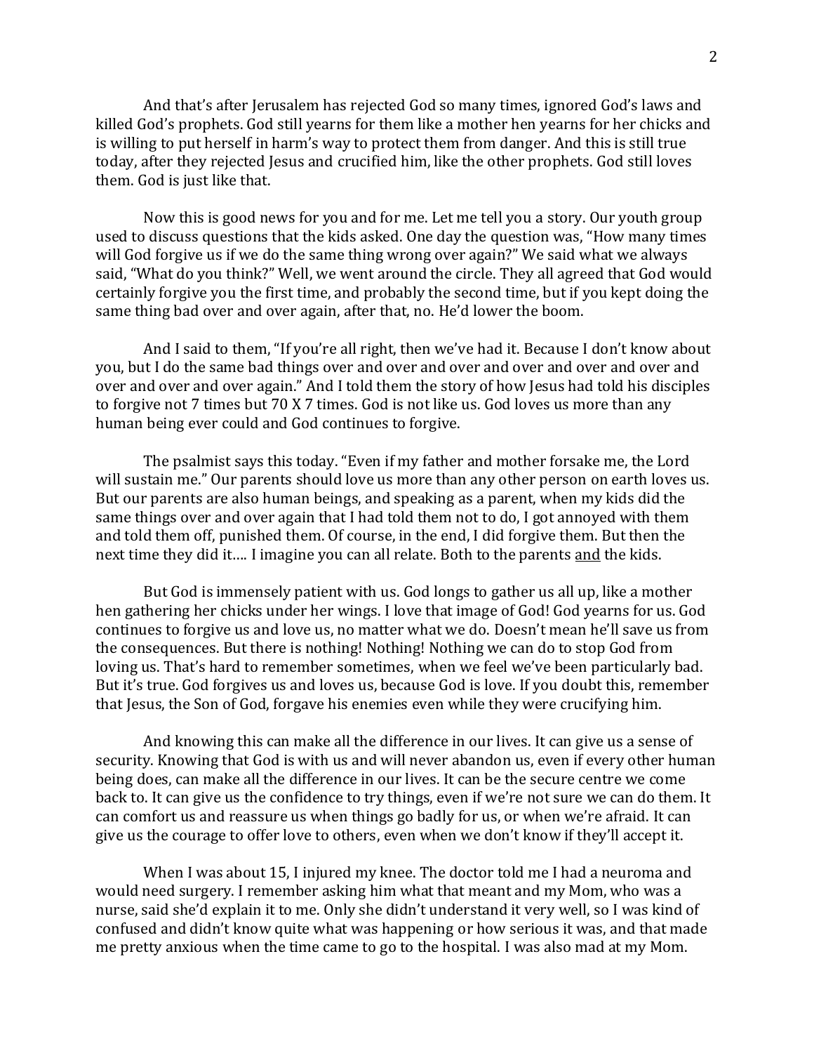And that's after Jerusalem has rejected God so many times, ignored God's laws and killed God's prophets. God still yearns for them like a mother hen yearns for her chicks and is willing to put herself in harm's way to protect them from danger. And this is still true today, after they rejected Jesus and crucified him, like the other prophets. God still loves them. God is just like that.

Now this is good news for you and for me. Let me tell you a story. Our youth group used to discuss questions that the kids asked. One day the question was, "How many times will God forgive us if we do the same thing wrong over again?" We said what we always said, "What do you think?" Well, we went around the circle. They all agreed that God would certainly forgive you the first time, and probably the second time, but if you kept doing the same thing bad over and over again, after that, no. He'd lower the boom.

And I said to them, "If you're all right, then we've had it. Because I don't know about you, but I do the same bad things over and over and over and over and over and over and over and over and over again." And I told them the story of how Jesus had told his disciples to forgive not 7 times but 70 X 7 times. God is not like us. God loves us more than any human being ever could and God continues to forgive.

The psalmist says this today. "Even if my father and mother forsake me, the Lord will sustain me." Our parents should love us more than any other person on earth loves us. But our parents are also human beings, and speaking as a parent, when my kids did the same things over and over again that I had told them not to do, I got annoyed with them and told them off, punished them. Of course, in the end, I did forgive them. But then the next time they did it…. I imagine you can all relate. Both to the parents <u>and</u> the kids.

But God is immensely patient with us. God longs to gather us all up, like a mother hen gathering her chicks under her wings. I love that image of God! God yearns for us. God continues to forgive us and love us, no matter what we do. Doesn't mean he'll save us from the consequences. But there is nothing! Nothing! Nothing we can do to stop God from loving us. That's hard to remember sometimes, when we feel we've been particularly bad. But it's true. God forgives us and loves us, because God is love. If you doubt this, remember that Jesus, the Son of God, forgave his enemies even while they were crucifying him.

And knowing this can make all the difference in our lives. It can give us a sense of security. Knowing that God is with us and will never abandon us, even if every other human being does, can make all the difference in our lives. It can be the secure centre we come back to. It can give us the confidence to try things, even if we're not sure we can do them. It can comfort us and reassure us when things go badly for us, or when we're afraid. It can give us the courage to offer love to others, even when we don't know if they'll accept it.

When I was about 15, I injured my knee. The doctor told me I had a neuroma and would need surgery. I remember asking him what that meant and my Mom, who was a nurse, said she'd explain it to me. Only she didn't understand it very well, so I was kind of confused and didn't know quite what was happening or how serious it was, and that made me pretty anxious when the time came to go to the hospital. I was also mad at my Mom.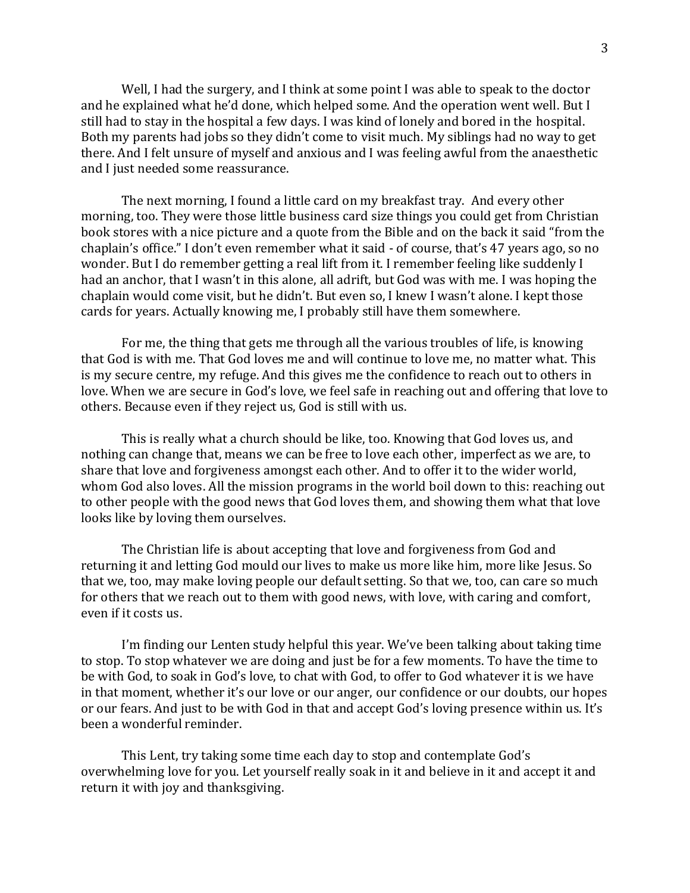Well, I had the surgery, and I think at some point I was able to speak to the doctor and he explained what he'd done, which helped some. And the operation went well. But I still had to stay in the hospital a few days. I was kind of lonely and bored in the hospital. Both my parents had jobs so they didn't come to visit much. My siblings had no way to get there. And I felt unsure of myself and anxious and I was feeling awful from the anaesthetic and I just needed some reassurance.

The next morning, I found a little card on my breakfast tray. And every other morning, too. They were those little business card size things you could get from Christian book stores with a nice picture and a quote from the Bible and on the back it said "from the chaplain's office." I don't even remember what it said - of course, that's 47 years ago, so no wonder. But I do remember getting a real lift from it. I remember feeling like suddenly I had an anchor, that I wasn't in this alone, all adrift, but God was with me. I was hoping the chaplain would come visit, but he didn't. But even so, I knew I wasn't alone. I kept those cards for years. Actually knowing me, I probably still have them somewhere.

For me, the thing that gets me through all the various troubles of life, is knowing that God is with me. That God loves me and will continue to love me, no matter what. This is my secure centre, my refuge. And this gives me the confidence to reach out to others in love. When we are secure in God's love, we feel safe in reaching out and offering that love to others. Because even if they reject us, God is still with us.

This is really what a church should be like, too. Knowing that God loves us, and nothing can change that, means we can be free to love each other, imperfect as we are, to share that love and forgiveness amongst each other. And to offer it to the wider world, whom God also loves. All the mission programs in the world boil down to this: reaching out to other people with the good news that God loves them, and showing them what that love looks like by loving them ourselves.

The Christian life is about accepting that love and forgiveness from God and returning it and letting God mould our lives to make us more like him, more like Jesus. So that we, too, may make loving people our default setting. So that we, too, can care so much for others that we reach out to them with good news, with love, with caring and comfort, even if it costs us.

I'm finding our Lenten study helpful this year. We've been talking about taking time to stop. To stop whatever we are doing and just be for a few moments. To have the time to be with God, to soak in God's love, to chat with God, to offer to God whatever it is we have in that moment, whether it's our love or our anger, our confidence or our doubts, our hopes or our fears. And just to be with God in that and accept God's loving presence within us. It's been a wonderful reminder.

This Lent, try taking some time each day to stop and contemplate God's overwhelming love for you. Let yourself really soak in it and believe in it and accept it and return it with joy and thanksgiving.